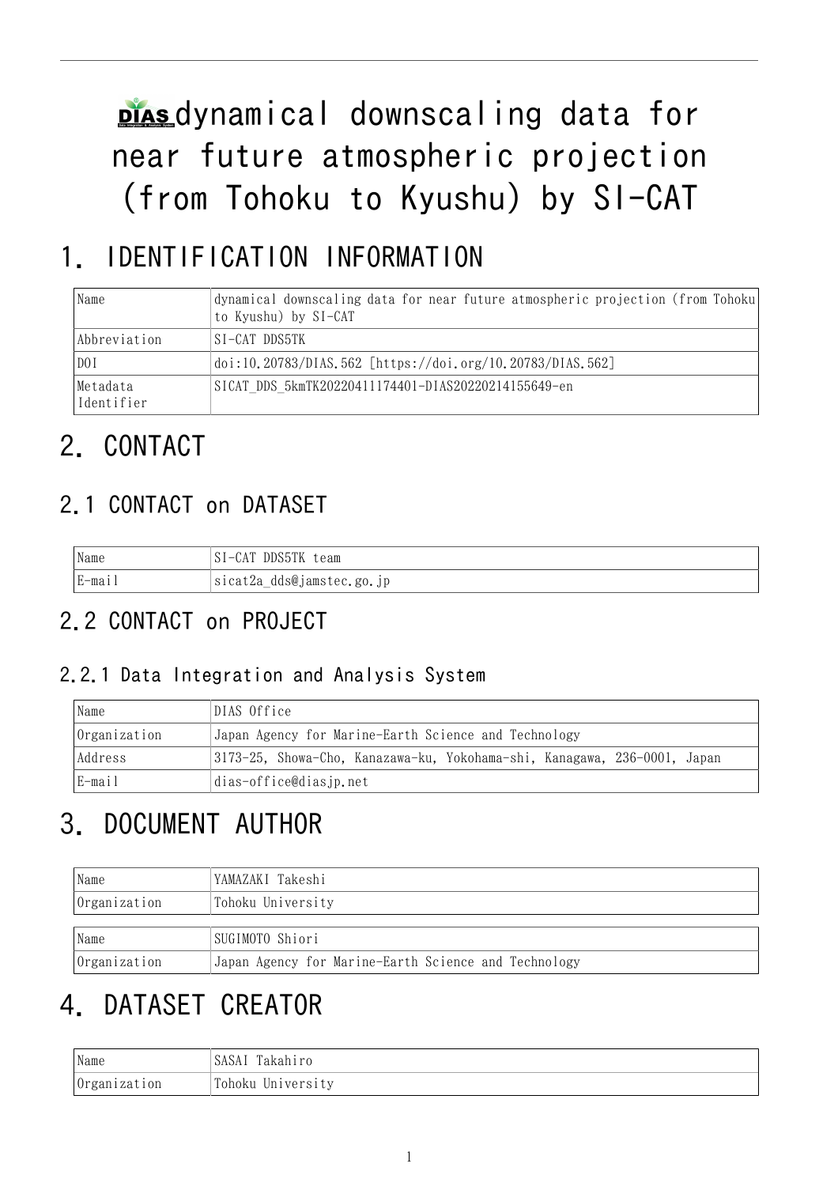# dynamical downscaling data for near future atmospheric projection (from Tohoku to Kyushu) by SI-CAT

## 1. IDENTIFICATION INFORMATION

| Name | dynamical downscaling data for near future atmospheric projection (from Tohoku to Kyushu) by SI-CAT |
|---|---|
| Abbreviation | SI-CAT DDS5TK |
| DOI | doi:10.20783/DIAS.562 [https://doi.org/10.20783/DIAS.562] |
| Metadata Identifier | SICAT_DDS_5kmTK20220411174401-DIAS20220214155649-en |

## 2. CONTACT

### 2.1 CONTACT on DATASET

| Name | SI-CAT DDS5TK team |
|---|---|
| E-mail | sicat2a_dds@jamstec.go.jp |

### 2.2 CONTACT on PROJECT

#### 2.2.1 Data Integration and Analysis System

| Name | DIAS Office |
|---|---|
| Organization | Japan Agency for Marine-Earth Science and Technology |
| Address | 3173-25, Showa-Cho, Kanazawa-ku, Yokohama-shi, Kanagawa, 236-0001, Japan |
| E-mail | dias-office@diasjp.net |

## 3. DOCUMENT AUTHOR

| Name | YAMAZAKI Takeshi |
|---|---|
| Organization | Tohoku University |

| Name | SUGIMOTO Shiori |
|---|---|
| Organization | Japan Agency for Marine-Earth Science and Technology |

## 4. DATASET CREATOR

| Name | SASAI Takahiro |
|---|---|
| Organization | Tohoku University |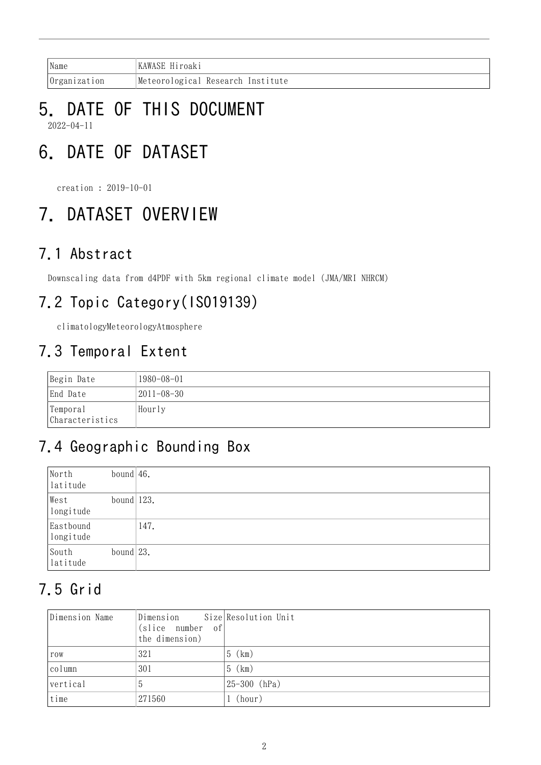| Name | KAWASE Hiroaki |
|---|---|
| Organization | Meteorological Research Institute |

# 5. DATE OF THIS DOCUMENT

2022-04-11

# 6. DATE OF DATASET

creation : 2019-10-01

# 7. DATASET OVERVIEW

## 7.1 Abstract

Downscaling data from d4PDF with 5km regional climate model (JMA/MRI NHRCM)

## 7.2 Topic Category(ISO19139)

climatologyMeteorologyAtmosphere

## 7.3 Temporal Extent

| Begin Date | 1980-08-01 |
|---|---|
| End Date | 2011-08-30 |
| Temporal Characteristics | Hourly |

## 7.4 Geographic Bounding Box

| North bound latitude | 46. |
|---|---|
| West bound longitude | 123. |
| Eastbound longitude | 147. |
| South bound latitude | 23. |

## 7.5 Grid

| Dimension Name | Dimension Size (slice number of the dimension) | Resolution Unit |
|---|---|---|
| row | 321 | 5 (km) |
| column | 301 | 5 (km) |
| vertical | 5 | 25-300 (hPa) |
| time | 271560 | 1 (hour) |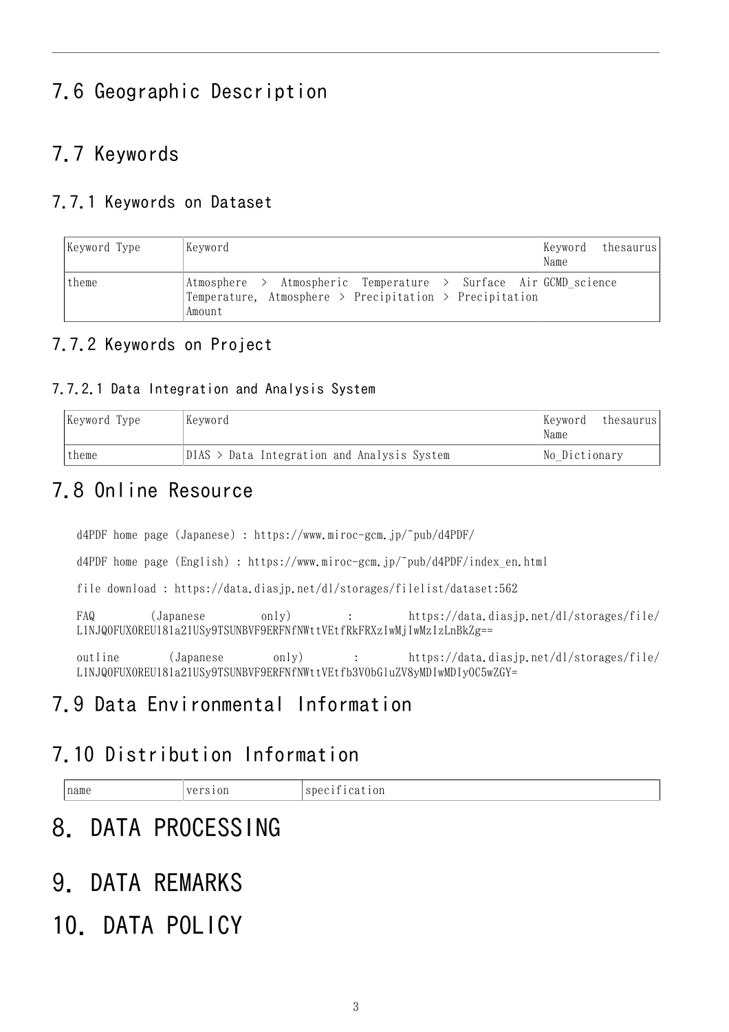## 7.6 Geographic Description

## 7.7 Keywords

### 7.7.1 Keywords on Dataset

| Keyword Type | Keyword | Keyword thesaurus Name |
|---|---|---|
| theme | Atmosphere > Atmospheric Temperature > Surface Air Temperature, Atmosphere > Precipitation > Precipitation Amount | GCMD_science |

### 7.7.2 Keywords on Project

#### 7.7.2.1 Data Integration and Analysis System

| Keyword Type | Keyword | Keyword thesaurus Name |
|---|---|---|
| theme | DIAS > Data Integration and Analysis System | No_Dictionary |

## 7.8 Online Resource

d4PDF home page (Japanese) : https://www.miroc-gcm.jp/~pub/d4PDF/

d4PDF home page (English) : https://www.miroc-gcm.jp/~pub/d4PDF/index_en.html

file download : https://data.diasjp.net/dl/storages/filelist/dataset:562

FAQ (Japanese only) : https://data.diasjp.net/dl/storages/file/L1NJQ0FUX0REU181a21USy9TSUNBVF9ERFNfNWttVEtfRkFRXzIwMjIwMzIzLnBkZg==

outline (Japanese only) : https://data.diasjp.net/dl/storages/file/L1NJQ0FUX0REU181a21USy9TSUNBVF9ERFNfNWttVEtfb3V0bGluZV8yMDIwMDIyOC5wZGY=

## 7.9 Data Environmental Information

## 7.10 Distribution Information

| name | version | specification |
|---|---|---|

# 8. DATA PROCESSING

# 9. DATA REMARKS

# 10. DATA POLICY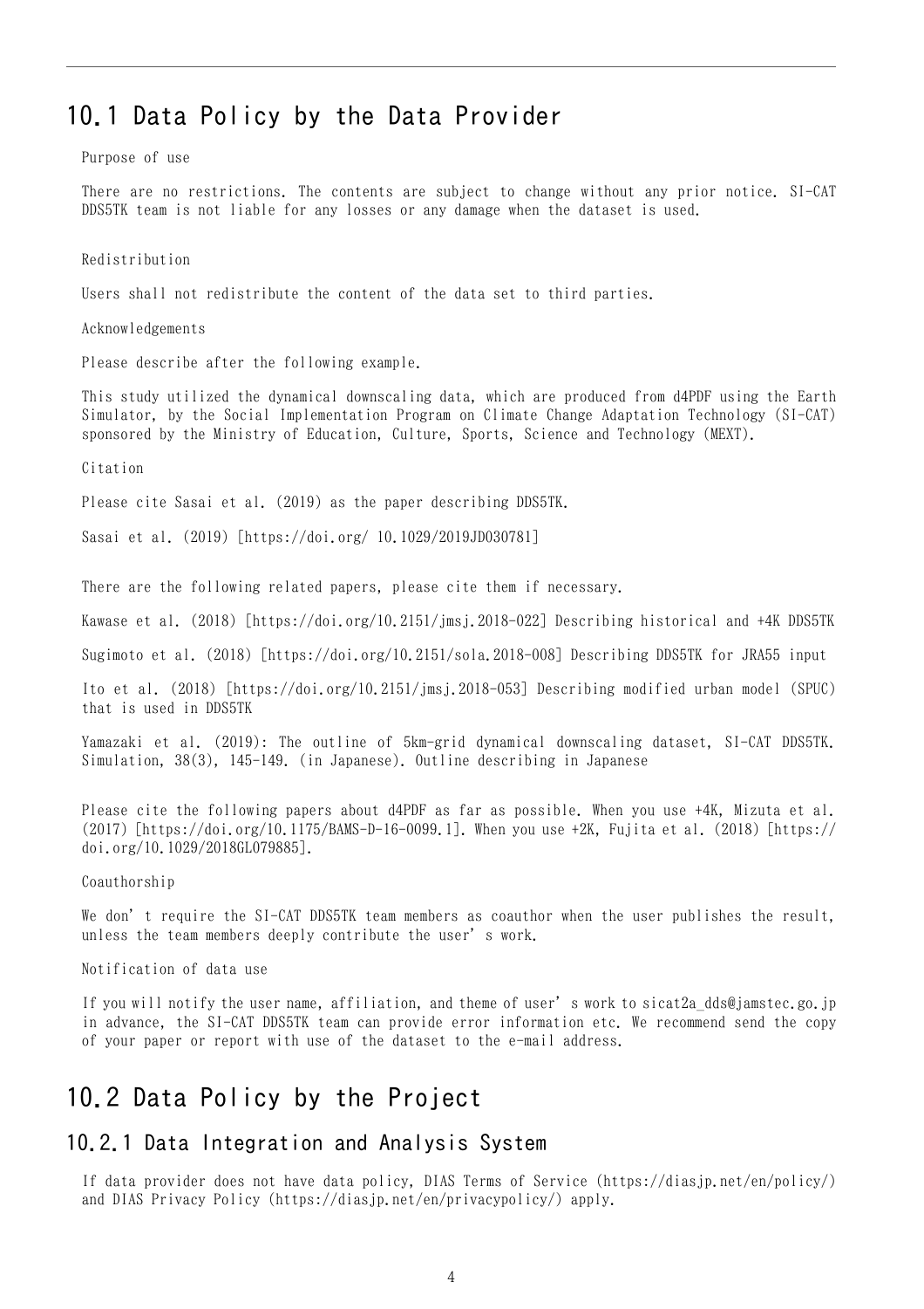# 10.1 Data Policy by the Data Provider

Purpose of use

There are no restrictions. The contents are subject to change without any prior notice. SI-CAT DDS5TK team is not liable for any losses or any damage when the dataset is used.

Redistribution

Users shall not redistribute the content of the data set to third parties.

Acknowledgements

Please describe after the following example.

This study utilized the dynamical downscaling data, which are produced from d4PDF using the Earth Simulator, by the Social Implementation Program on Climate Change Adaptation Technology (SI-CAT) sponsored by the Ministry of Education, Culture, Sports, Science and Technology (MEXT).

Citation

Please cite Sasai et al. (2019) as the paper describing DDS5TK.

Sasai et al. (2019) [https://doi.org/ 10.1029/2019JD030781]

There are the following related papers, please cite them if necessary.

Kawase et al. (2018) [https://doi.org/10.2151/jmsj.2018-022] Describing historical and +4K DDS5TK

Sugimoto et al. (2018) [https://doi.org/10.2151/sola.2018-008] Describing DDS5TK for JRA55 input

Ito et al. (2018) [https://doi.org/10.2151/jmsj.2018-053] Describing modified urban model (SPUC) that is used in DDS5TK

Yamazaki et al. (2019): The outline of 5km-grid dynamical downscaling dataset, SI-CAT DDS5TK. Simulation, 38(3), 145-149. (in Japanese). Outline describing in Japanese

Please cite the following papers about d4PDF as far as possible. When you use +4K, Mizuta et al. (2017) [https://doi.org/10.1175/BAMS-D-16-0099.1]. When you use +2K, Fujita et al. (2018) [https://doi.org/10.1029/2018GL079885].

Coauthorship

We don’t require the SI-CAT DDS5TK team members as coauthor when the user publishes the result, unless the team members deeply contribute the user’s work.

Notification of data use

If you will notify the user name, affiliation, and theme of user’s work to sicat2a_dds@jamstec.go.jp in advance, the SI-CAT DDS5TK team can provide error information etc. We recommend send the copy of your paper or report with use of the dataset to the e-mail address.

# 10.2 Data Policy by the Project

## 10.2.1 Data Integration and Analysis System

If data provider does not have data policy, DIAS Terms of Service (https://diasjp.net/en/policy/) and DIAS Privacy Policy (https://diasjp.net/en/privacypolicy/) apply.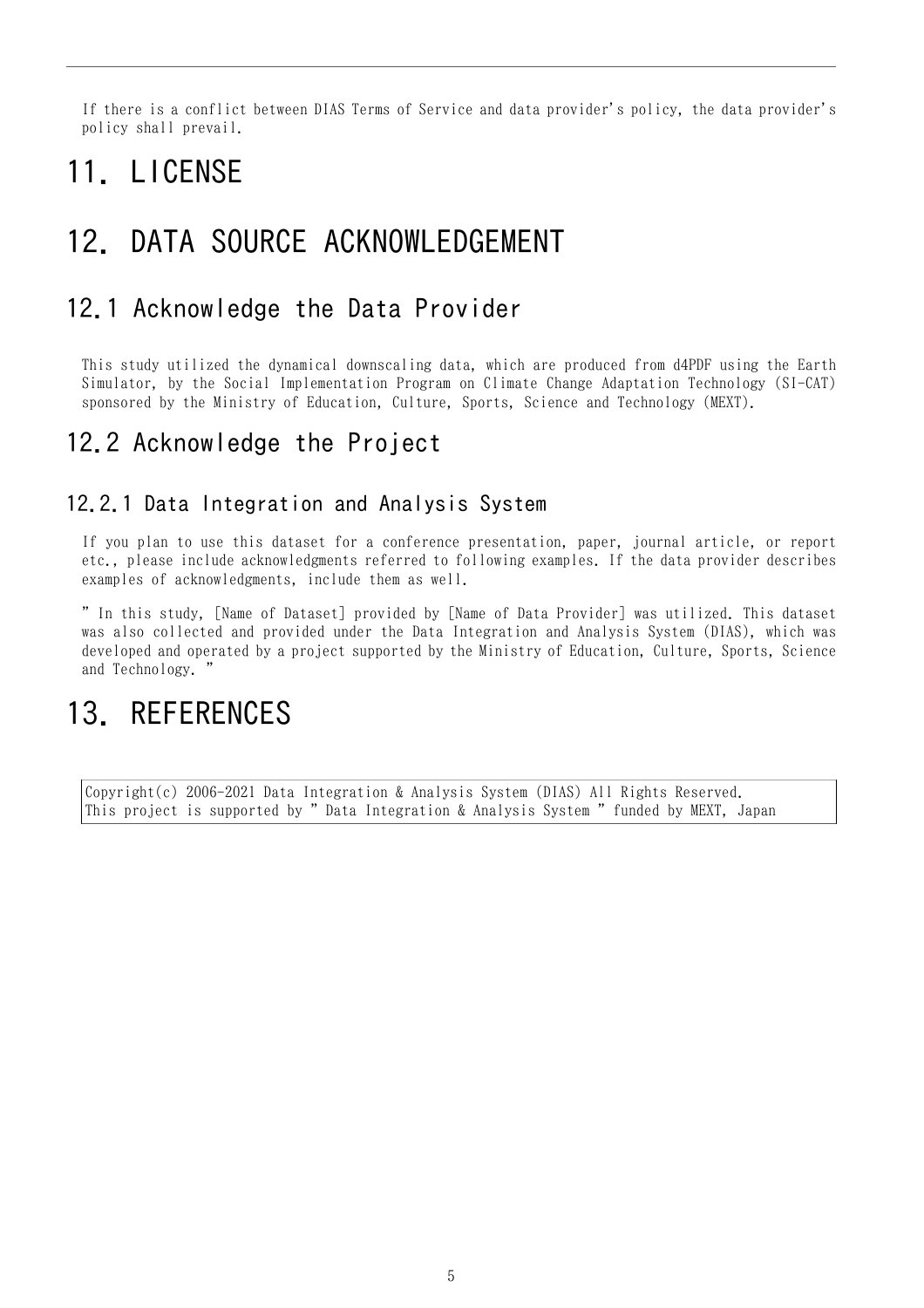If there is a conflict between DIAS Terms of Service and data provider's policy, the data provider's policy shall prevail.

# 11. LICENSE

# 12. DATA SOURCE ACKNOWLEDGEMENT

## 12.1 Acknowledge the Data Provider

This study utilized the dynamical downscaling data, which are produced from d4PDF using the Earth Simulator, by the Social Implementation Program on Climate Change Adaptation Technology (SI-CAT) sponsored by the Ministry of Education, Culture, Sports, Science and Technology (MEXT).

## 12.2 Acknowledge the Project

### 12.2.1 Data Integration and Analysis System

If you plan to use this dataset for a conference presentation, paper, journal article, or report etc., please include acknowledgments referred to following examples. If the data provider describes examples of acknowledgments, include them as well.

" In this study, [Name of Dataset] provided by [Name of Data Provider] was utilized. This dataset was also collected and provided under the Data Integration and Analysis System (DIAS), which was developed and operated by a project supported by the Ministry of Education, Culture, Sports, Science and Technology. "

# 13. REFERENCES

Copyright(c) 2006-2021 Data Integration & Analysis System (DIAS) All Rights Reserved.
This project is supported by " Data Integration & Analysis System " funded by MEXT, Japan